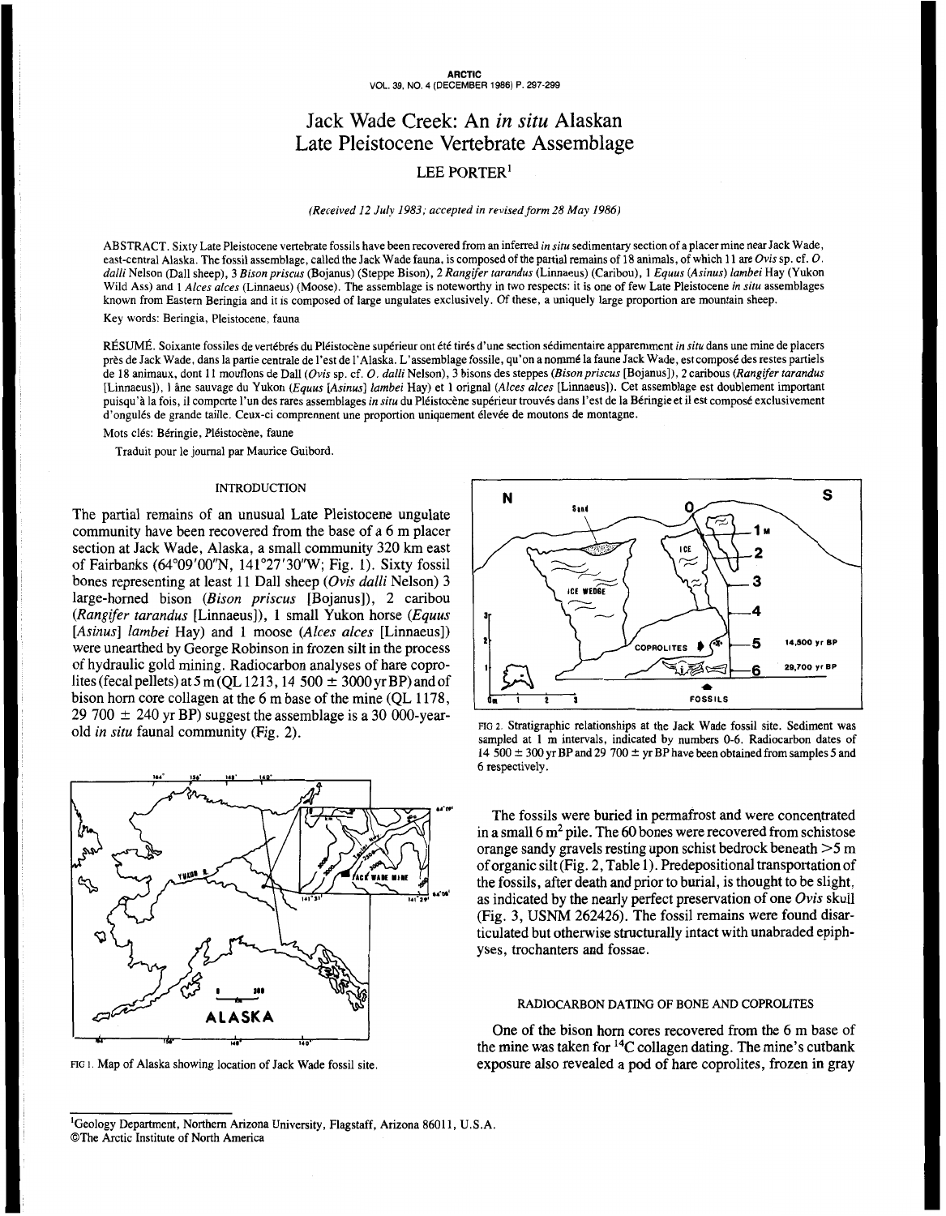# Jack Wade Creek: An *in situ* Alaskan Late Pleistocene Vertebrate Assemblage

LEE PORTER[1]

*(Received 12 July 1983; accepted in revised form 28 May 1986)*

ABSTRACT. Sixty Late Pleistocene vertebrate fossils have been recovered from an inferred *in situ* sedimentary section of a placer mine near Jack Wade, east-central Alaska. The fossil assemblage, called the Jack Wade fauna, is composed of the partial remains of 18 animals, of which 11 are *Ovis* sp. cf. *O. dalli* Nelson (Dall sheep), 3 *Bison priscus* (Bojanus) (Steppe Bison), 2 *Rangifer tarandus* (Linnaeus) (Caribou), 1 *Equus (Asinus) lambei* Hay (Yukon Wild Ass) and 1 *Alces alces* (Linnaeus) (Moose). The assemblage is noteworthy in two respects: it is one of few Late Pleistocene *in situ* assemblages known from Eastern Beringia and it is composed of large ungulates exclusively. Of these, a uniquely large proportion are mountain sheep.

Key words: Beringia, Pleistocene, fauna

RÉSUMÉ. Soixante fossiles de vertébrés du Pléistocène supérieur ont été tirés d'une section sédimentaire apparemment *in situ* dans une mine de placers près de Jack Wade, dans la partie centrale de l'est de l'Alaska. L'assemblage fossile, qu'on a nommé la faune Jack Wade, est composé des restes partiels de 18 animaux, dont 11 mouflons de Dall (*Ovis* sp. cf. *O. dalli* Nelson), 3 bisons des steppes (*Bison priscus* [Bojanus]), 2 caribous (*Rangifer tarandus* [Linnaeus]), 1 âne sauvage du Yukon (*Equus [Asinus] lambei* Hay) et 1 orignal (*Alces alces* [Linnaeus]). Cet assemblage est doublement important puisqu'à la fois, il comporte l'un des rares assemblages *in situ* du Pléistocène supérieur trouvés dans l'est de la Béringie et il est composé exclusivement d'ongulés de grande taille. Ceux-ci comprennent une proportion uniquement élevée de moutons de montagne.

Mots clés: Béringie, Pléistocène, faune

Traduit pour le journal par Maurice Guibord.

## INTRODUCTION

The partial remains of an unusual Late Pleistocene ungulate community have been recovered from the base of a 6 m placer section at Jack Wade, Alaska, a small community 320 km east of Fairbanks (64°09'00"N, 141°27'30"W; Fig. 1). Sixty fossil bones representing at least 11 Dall sheep (*Ovis dalli* Nelson) 3 large-horned bison (*Bison priscus* [Bojanus]), 2 caribou (*Rangifer tarandus* [Linnaeus]), 1 small Yukon horse (*Equus [Asinus] lambei* Hay) and 1 moose (*Alces alces* [Linnaeus]) were unearthed by George Robinson in frozen silt in the process of hydraulic gold mining. Radiocarbon analyses of hare coprolites (fecal pellets) at 5 m (QL 1213, 14 500 ± 3000 yr BP) and of bison horn core collagen at the 6 m base of the mine (QL 1178, 29 700 ± 240 yr BP) suggest the assemblage is a 30 000-year-old *in situ* faunal community (Fig. 2).

FIG 1. Map of Alaska showing location of Jack Wade fossil site.

FIG 2. Stratigraphic relationships at the Jack Wade fossil site. Sediment was sampled at 1 m intervals, indicated by numbers 0-6. Radiocarbon dates of 14 500 ± 300 yr BP and 29 700 ± yr BP have been obtained from samples 5 and 6 respectively.

The fossils were buried in permafrost and were concentrated in a small 6 m² pile. The 60 bones were recovered from schistose orange sandy gravels resting upon schist bedrock beneath >5 m of organic silt (Fig. 2, Table 1). Predepositional transportation of the fossils, after death and prior to burial, is thought to be slight, as indicated by the nearly perfect preservation of one *Ovis* skull (Fig. 3, USNM 262426). The fossil remains were found disarticulated but otherwise structurally intact with unabraded epiphyses, trochanters and fossae.

## RADIOCARBON DATING OF BONE AND COPROLITES

One of the bison horn cores recovered from the 6 m base of the mine was taken for $^{14}C$ collagen dating. The mine's cutbank exposure also revealed a pod of hare coprolites, frozen in gray

[1] Geology Department, Northern Arizona University, Flagstaff, Arizona 86011, U.S.A.
©The Arctic Institute of North America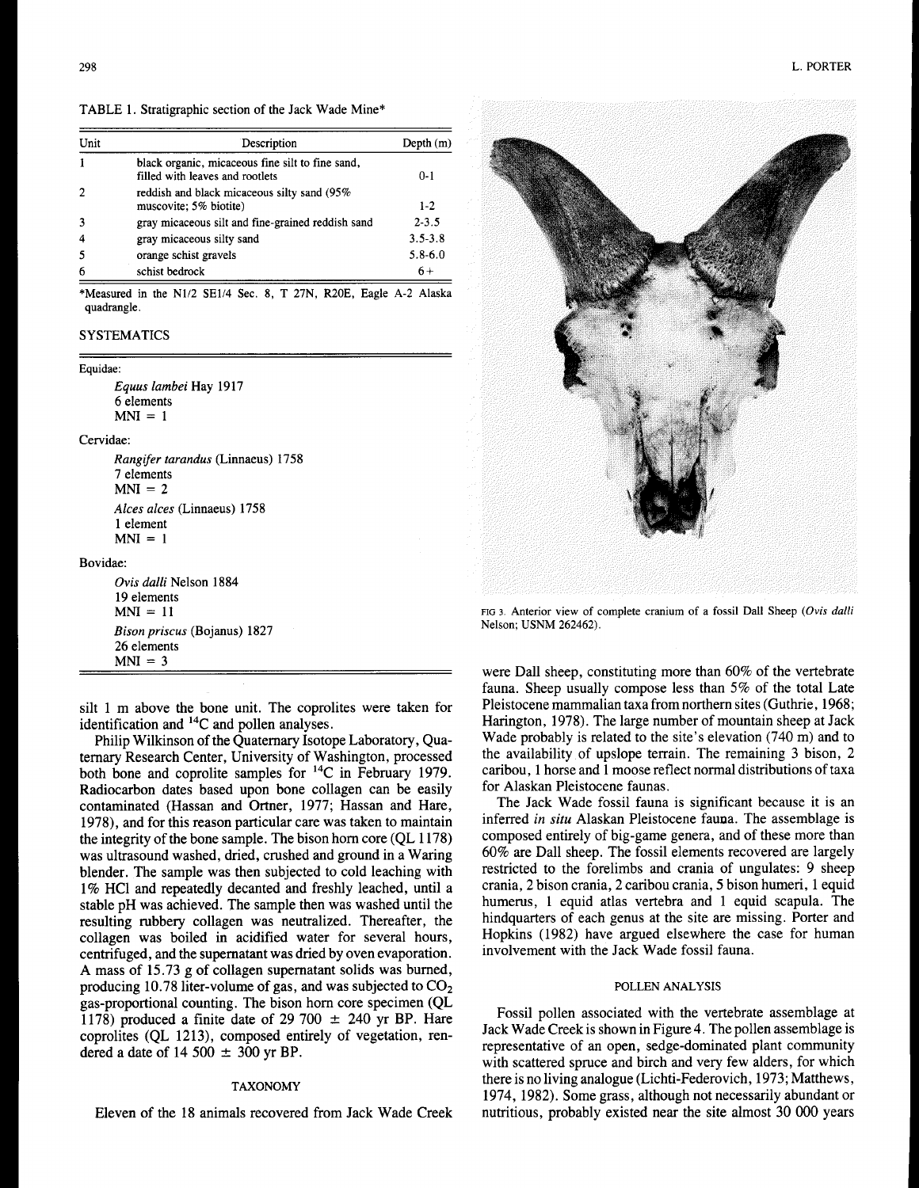TABLE 1. Stratigraphic section of the Jack Wade Mine*

| Unit | Description | Depth (m) |
|---|---|---|
| 1 | black organic, micaceous fine silt to fine sand, filled with leaves and rootlets | 0-1 |
| 2 | reddish and black micaceous silty sand (95% muscovite; 5% biotite) | 1-2 |
| 3 | gray micaceous silt and fine-grained reddish sand | 2-3.5 |
| 4 | gray micaceous silty sand | 3.5-3.8 |
| 5 | orange schist gravels | 5.8-6.0 |
| 6 | schist bedrock | 6+ |

*Measured in the N1/2 SE1/4 Sec. 8, T 27N, R20E, Eagle A-2 Alaska quadrangle.

## SYSTEMATICS

Equidae:

*Equus lambei* Hay 1917
6 elements
MNI = 1

Cervidae:

*Rangifer tarandus* (Linnaeus) 1758
7 elements
MNI = 2

*Alces alces* (Linnaeus) 1758
1 element
MNI = 1

Bovidae:

*Ovis dalli* Nelson 1884
19 elements
MNI = 11

*Bison priscus* (Bojanus) 1827
26 elements
MNI = 3

silt 1 m above the bone unit. The coprolites were taken for identification and $^{14}C$ and pollen analyses.

Philip Wilkinson of the Quaternary Isotope Laboratory, Quaternary Research Center, University of Washington, processed both bone and coprolite samples for $^{14}C$ in February 1979. Radiocarbon dates based upon bone collagen can be easily contaminated (Hassan and Ortner, 1977; Hassan and Hare, 1978), and for this reason particular care was taken to maintain the integrity of the bone sample. The bison horn core (QL 1178) was ultrasound washed, dried, crushed and ground in a Waring blender. The sample was then subjected to cold leaching with 1% HCl and repeatedly decanted and freshly leached, until a stable pH was achieved. The sample then was washed until the resulting rubbery collagen was neutralized. Thereafter, the collagen was boiled in acidified water for several hours, centrifuged, and the supernatant was dried by oven evaporation. A mass of 15.73 g of collagen supernatant solids was burned, producing 10.78 liter-volume of gas, and was subjected to $CO_2$ gas-proportional counting. The bison horn core specimen (QL 1178) produced a finite date of 29 700 ± 240 yr BP. Hare coprolites (QL 1213), composed entirely of vegetation, rendered a date of 14 500 ± 300 yr BP.

## TAXONOMY

Eleven of the 18 animals recovered from Jack Wade Creek were Dall sheep, constituting more than 60% of the vertebrate fauna. Sheep usually compose less than 5% of the total Late Pleistocene mammalian taxa from northern sites (Guthrie, 1968; Harington, 1978). The large number of mountain sheep at Jack Wade probably is related to the site's elevation (740 m) and to the availability of upslope terrain. The remaining 3 bison, 2 caribou, 1 horse and 1 moose reflect normal distributions of taxa for Alaskan Pleistocene faunas.

The Jack Wade fossil fauna is significant because it is an inferred *in situ* Alaskan Pleistocene fauna. The assemblage is composed entirely of big-game genera, and of these more than 60% are Dall sheep. The fossil elements recovered are largely restricted to the forelimbs and crania of ungulates: 9 sheep crania, 2 bison crania, 2 caribou crania, 5 bison humeri, 1 equid humerus, 1 equid atlas vertebra and 1 equid scapula. The hindquarters of each genus at the site are missing. Porter and Hopkins (1982) have argued elsewhere the case for human involvement with the Jack Wade fossil fauna.

FIG 3. Anterior view of complete cranium of a fossil Dall Sheep (*Ovis dalli* Nelson; USNM 262462).

## POLLEN ANALYSIS

Fossil pollen associated with the vertebrate assemblage at Jack Wade Creek is shown in Figure 4. The pollen assemblage is representative of an open, sedge-dominated plant community with scattered spruce and birch and very few alders, for which there is no living analogue (Lichti-Federovich, 1973; Matthews, 1974, 1982). Some grass, although not necessarily abundant or nutritious, probably existed near the site almost 30 000 years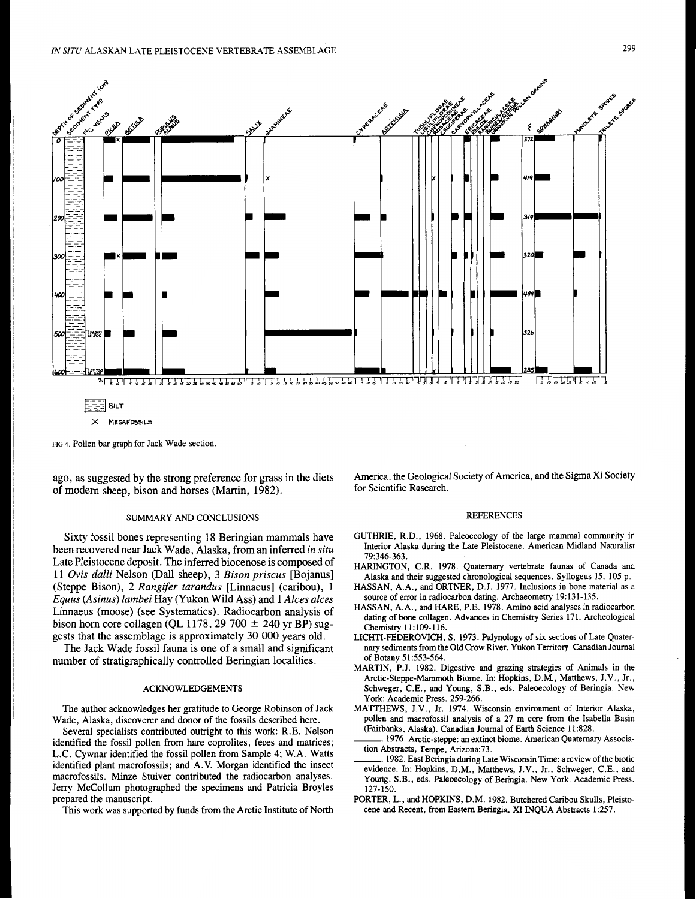DEPTH OF SEDIMENT (cm)
SEDIMENT TYPE
$^{14}$C YEARS
PICEA
BETULA
POPULUS
ALNUS
SALIX
GRAMINEAE
CYPERACEAE
ARTEMISIA
TUBULIFLORAE
LIGULIFLORAE
CHENOPODIINEAE
ROSACEAE
CRUCIFERAE
CARYOPHYLLACEAE
ERICACEAE
PHLOX
RANUNCULACEAE
RUMEX/OXYRIA
UNKNOWN POLLEN GRAINS
Σ
SPHAGNUM
MONOLETE SPORES
TRILETE SPORES

0
100
200
300
400
500
600

14,500 ± 300
29,700

372
419
319
320
499
326
235

%

SILT
× MEGAFOSSILS

FIG 4. Pollen bar graph for Jack Wade section.

ago, as suggested by the strong preference for grass in the diets of modern sheep, bison and horses (Martin, 1982).

## SUMMARY AND CONCLUSIONS

Sixty fossil bones representing 18 Beringian mammals have been recovered near Jack Wade, Alaska, from an inferred *in situ* Late Pleistocene deposit. The inferred biocenose is composed of 11 *Ovis dalli* Nelson (Dall sheep), 3 *Bison priscus* [Bojanus] (Steppe Bison), 2 *Rangifer tarandus* [Linnaeus] (caribou), 1 *Equus (Asinus) lambei* Hay (Yukon Wild Ass) and 1 *Alces alces* Linnaeus (moose) (see Systematics). Radiocarbon analysis of bison horn core collagen (QL 1178, 29 700 ± 240 yr BP) suggests that the assemblage is approximately 30 000 years old.

The Jack Wade fossil fauna is one of a small and significant number of stratigraphically controlled Beringian localities.

## ACKNOWLEDGEMENTS

The author acknowledges her gratitude to George Robinson of Jack Wade, Alaska, discoverer and donor of the fossils described here.

Several specialists contributed outright to this work: R.E. Nelson identified the fossil pollen from hare coprolites, feces and matrices; L.C. Cywnar identified the fossil pollen from Sample 4; W.A. Watts identified plant macrofossils; and A.V. Morgan identified the insect macrofossils. Minze Stuiver contributed the radiocarbon analyses. Jerry McCollum photographed the specimens and Patricia Broyles prepared the manuscript.

This work was supported by funds from the Arctic Institute of North America, the Geological Society of America, and the Sigma Xi Society for Scientific Research.

## REFERENCES

GUTHRIE, R.D., 1968. Paleoecology of the large mammal community in Interior Alaska during the Late Pleistocene. American Midland Naturalist 79:346-363.

HARINGTON, C.R. 1978. Quaternary vertebrate faunas of Canada and Alaska and their suggested chronological sequences. Syllogeus 15. 105 p.

HASSAN, A.A., and ORTNER, D.J. 1977. Inclusions in bone material as a source of error in radiocarbon dating. Archaeometry 19:131-135.

HASSAN, A.A., and HARE, P.E. 1978. Amino acid analyses in radiocarbon dating of bone collagen. Advances in Chemistry Series 171. Archeological Chemistry 11:109-116.

LICHTI-FEDEROVICH, S. 1973. Palynology of six sections of Late Quaternary sediments from the Old Crow River, Yukon Territory. Canadian Journal of Botany 51:553-564.

MARTIN, P.J. 1982. Digestive and grazing strategies of Animals in the Arctic-Steppe-Mammoth Biome. In: Hopkins, D.M., Matthews, J.V., Jr., Schweger, C.E., and Young, S.B., eds. Paleoecology of Beringia. New York: Academic Press. 259-266.

MATTHEWS, J.V., Jr. 1974. Wisconsin environment of Interior Alaska, pollen and macrofossil analysis of a 27 m core from the Isabella Basin (Fairbanks, Alaska). Canadian Journal of Earth Science 11:828.

———. 1976. Arctic-steppe: an extinct biome. American Quaternary Association Abstracts, Tempe, Arizona:73.

———. 1982. East Beringia during Late Wisconsin Time: a review of the biotic evidence. In: Hopkins, D.M., Matthews, J.V., Jr., Schweger, C.E., and Young, S.B., eds. Paleoecology of Beringia. New York: Academic Press. 127-150.

PORTER, L., and HOPKINS, D.M. 1982. Butchered Caribou Skulls, Pleistocene and Recent, from Eastern Beringia. XI INQUA Abstracts 1:257.